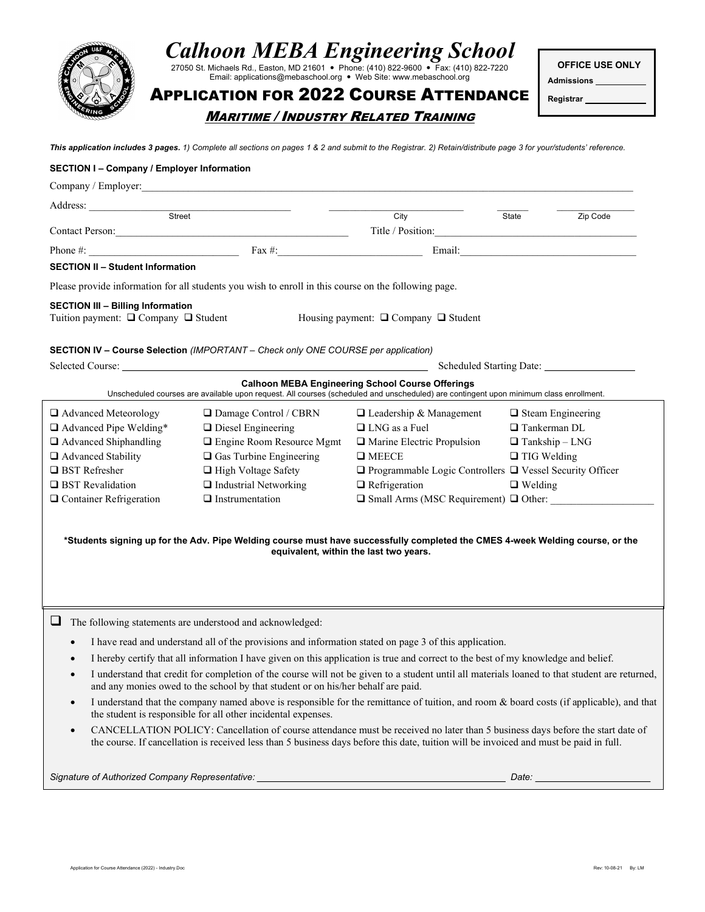# Calhoon MEBA Engineering School

27050 St. Michaels Rd., Easton, MD 21601 • Phone: (410) 822-9600 • Fax: (410) 822-7220
Email: applications@mebaschool.org • Web Site: www.mebaschool.org

## APPLICATION FOR 2022 COURSE ATTENDANCE

### *MARITIME / INDUSTRY RELATED TRAINING*

**OFFICE USE ONLY**
**Admissions** ___________
**Registrar** ___________

***This application includes 3 pages.*** *1) Complete all sections on pages 1 & 2 and submit to the Registrar. 2) Retain/distribute page 3 for your/students' reference.*

**SECTION I – Company / Employer Information**

Company / Employer: ______________________________

Address: ______________________ (Street) ______________ (City) ______ (State) ________ (Zip Code)

Contact Person: ______________________ Title / Position: ______________________

Phone #: ______________ Fax #: ______________ Email: ______________

**SECTION II – Student Information**

Please provide information for all students you wish to enroll in this course on the following page.

**SECTION III – Billing Information**

Tuition payment: ❑ Company ❑ Student     Housing payment: ❑ Company ❑ Student

**SECTION IV – Course Selection** *(IMPORTANT – Check only ONE COURSE per application)*

Selected Course: ______________________ Scheduled Starting Date: ______________

**Calhoon MEBA Engineering School Course Offerings**

Unscheduled courses are available upon request. All courses (scheduled and unscheduled) are contingent upon minimum class enrollment.

| | | | |
|---|---|---|---|
| ❑ Advanced Meteorology | ❑ Damage Control / CBRN | ❑ Leadership & Management | ❑ Steam Engineering |
| ❑ Advanced Pipe Welding* | ❑ Diesel Engineering | ❑ LNG as a Fuel | ❑ Tankerman DL |
| ❑ Advanced Shiphandling | ❑ Engine Room Resource Mgmt | ❑ Marine Electric Propulsion | ❑ Tankship – LNG |
| ❑ Advanced Stability | ❑ Gas Turbine Engineering | ❑ MEECE | ❑ TIG Welding |
| ❑ BST Refresher | ❑ High Voltage Safety | ❑ Programmable Logic Controllers | ❑ Vessel Security Officer |
| ❑ BST Revalidation | ❑ Industrial Networking | ❑ Refrigeration | ❑ Welding |
| ❑ Container Refrigeration | ❑ Instrumentation | ❑ Small Arms (MSC Requirement) | ❑ Other: ______________ |

**\*Students signing up for the Adv. Pipe Welding course must have successfully completed the CMES 4-week Welding course, or the equivalent, within the last two years.**

❑ The following statements are understood and acknowledged:

- I have read and understand all of the provisions and information stated on page 3 of this application.
- I hereby certify that all information I have given on this application is true and correct to the best of my knowledge and belief.
- I understand that credit for completion of the course will not be given to a student until all materials loaned to that student are returned, and any monies owed to the school by that student or on his/her behalf are paid.
- I understand that the company named above is responsible for the remittance of tuition, and room & board costs (if applicable), and that the student is responsible for all other incidental expenses.
- CANCELLATION POLICY: Cancellation of course attendance must be received no later than 5 business days before the start date of the course. If cancellation is received less than 5 business days before this date, tuition will be invoiced and must be paid in full.

*Signature of Authorized Company Representative:* ______________________ *Date:* ______________

Application for Course Attendance (2022) - Industry.Doc     Rev: 10-08-21 By: LM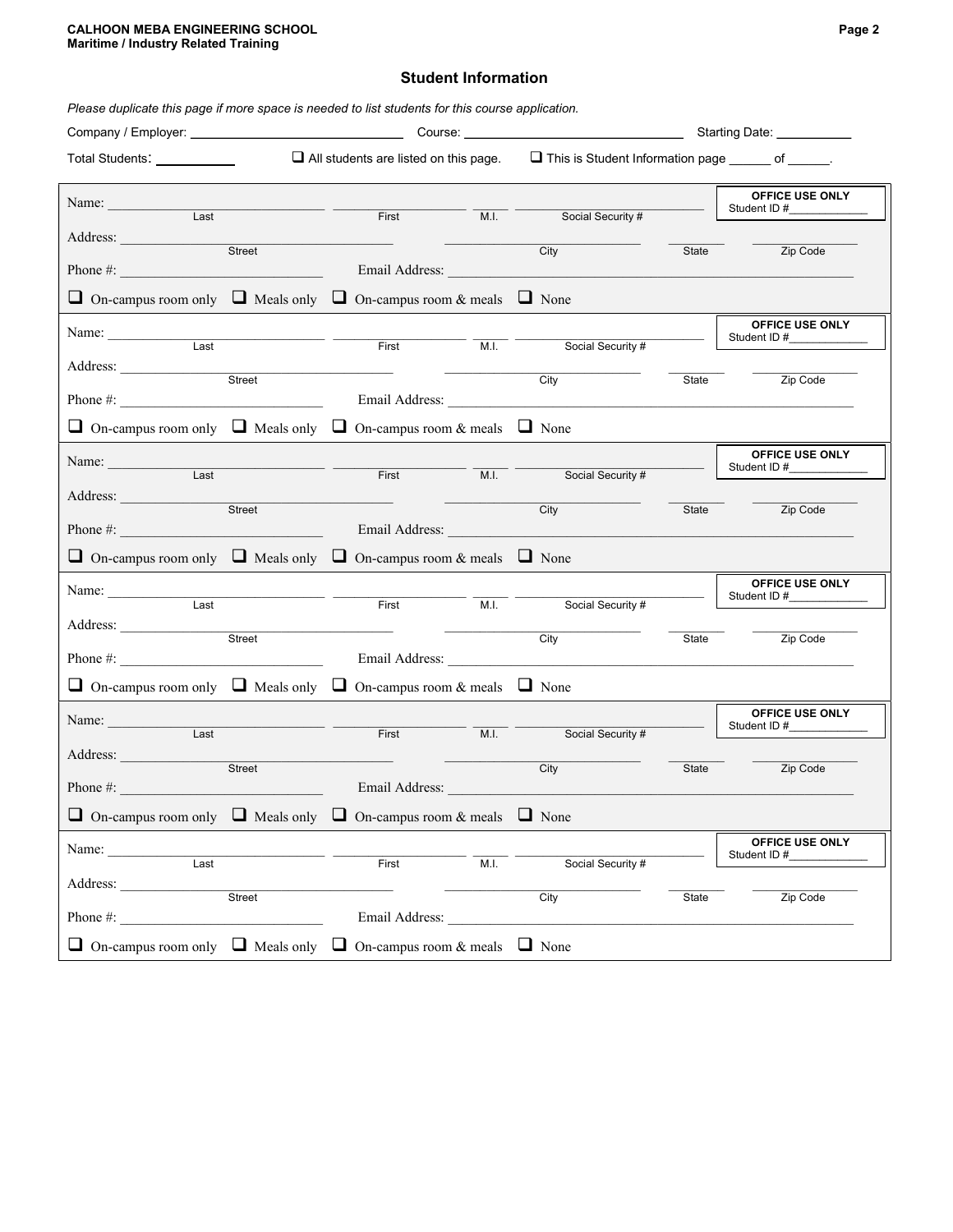## Student Information

*Please duplicate this page if more space is needed to list students for this course application.*

Company / Employer: ____________________ Course: ____________________ Starting Date: __________

Total Students: __________ ❑ All students are listed on this page. ❑ This is Student Information page ______ of ______.

---

Name: ____________________ (Last) ____________________ (First) ____ (M.I.) ____________________ (Social Security #)

**OFFICE USE ONLY** Student ID #____________

Address: ____________________ (Street) ____________________ (City) ______ (State) __________ (Zip Code)

Phone #: ____________________ Email Address: ____________________

❑ On-campus room only ❑ Meals only ❑ On-campus room & meals ❑ None

---

Name: ____________________ (Last) ____________________ (First) ____ (M.I.) ____________________ (Social Security #)

**OFFICE USE ONLY** Student ID #____________

Address: ____________________ (Street) ____________________ (City) ______ (State) __________ (Zip Code)

Phone #: ____________________ Email Address: ____________________

❑ On-campus room only ❑ Meals only ❑ On-campus room & meals ❑ None

---

Name: ____________________ (Last) ____________________ (First) ____ (M.I.) ____________________ (Social Security #)

**OFFICE USE ONLY** Student ID #____________

Address: ____________________ (Street) ____________________ (City) ______ (State) __________ (Zip Code)

Phone #: ____________________ Email Address: ____________________

❑ On-campus room only ❑ Meals only ❑ On-campus room & meals ❑ None

---

Name: ____________________ (Last) ____________________ (First) ____ (M.I.) ____________________ (Social Security #)

**OFFICE USE ONLY** Student ID #____________

Address: ____________________ (Street) ____________________ (City) ______ (State) __________ (Zip Code)

Phone #: ____________________ Email Address: ____________________

❑ On-campus room only ❑ Meals only ❑ On-campus room & meals ❑ None

---

Name: ____________________ (Last) ____________________ (First) ____ (M.I.) ____________________ (Social Security #)

**OFFICE USE ONLY** Student ID #____________

Address: ____________________ (Street) ____________________ (City) ______ (State) __________ (Zip Code)

Phone #: ____________________ Email Address: ____________________

❑ On-campus room only ❑ Meals only ❑ On-campus room & meals ❑ None

---

Name: ____________________ (Last) ____________________ (First) ____ (M.I.) ____________________ (Social Security #)

**OFFICE USE ONLY** Student ID #____________

Address: ____________________ (Street) ____________________ (City) ______ (State) __________ (Zip Code)

Phone #: ____________________ Email Address: ____________________

❑ On-campus room only ❑ Meals only ❑ On-campus room & meals ❑ None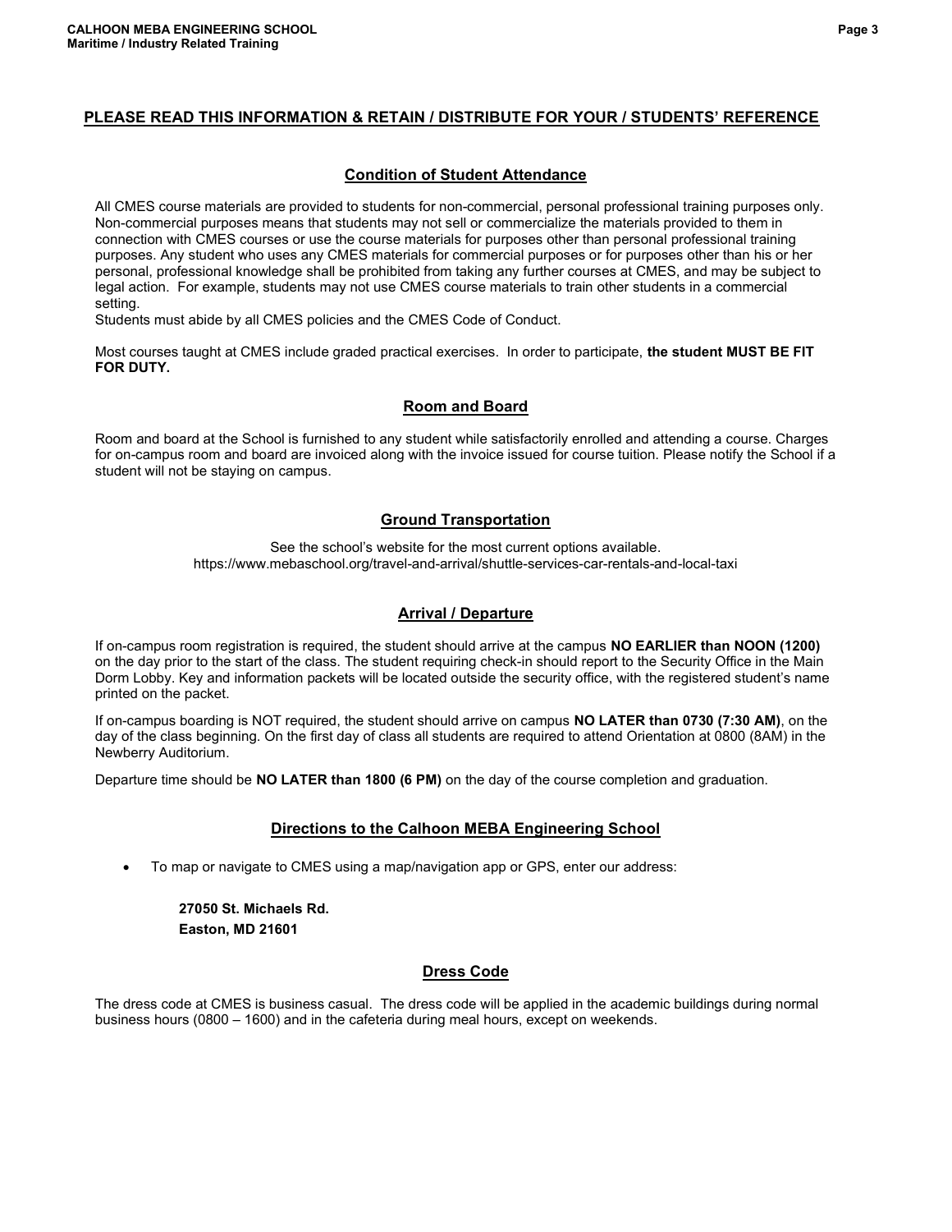## PLEASE READ THIS INFORMATION & RETAIN / DISTRIBUTE FOR YOUR / STUDENTS' REFERENCE

### Condition of Student Attendance

All CMES course materials are provided to students for non-commercial, personal professional training purposes only. Non-commercial purposes means that students may not sell or commercialize the materials provided to them in connection with CMES courses or use the course materials for purposes other than personal professional training purposes. Any student who uses any CMES materials for commercial purposes or for purposes other than his or her personal, professional knowledge shall be prohibited from taking any further courses at CMES, and may be subject to legal action. For example, students may not use CMES course materials to train other students in a commercial setting.
Students must abide by all CMES policies and the CMES Code of Conduct.

Most courses taught at CMES include graded practical exercises. In order to participate, **the student MUST BE FIT FOR DUTY.**

### Room and Board

Room and board at the School is furnished to any student while satisfactorily enrolled and attending a course. Charges for on-campus room and board are invoiced along with the invoice issued for course tuition. Please notify the School if a student will not be staying on campus.

### Ground Transportation

See the school's website for the most current options available.
https://www.mebaschool.org/travel-and-arrival/shuttle-services-car-rentals-and-local-taxi

### Arrival / Departure

If on-campus room registration is required, the student should arrive at the campus **NO EARLIER than NOON (1200)** on the day prior to the start of the class. The student requiring check-in should report to the Security Office in the Main Dorm Lobby. Key and information packets will be located outside the security office, with the registered student's name printed on the packet.

If on-campus boarding is NOT required, the student should arrive on campus **NO LATER than 0730 (7:30 AM)**, on the day of the class beginning. On the first day of class all students are required to attend Orientation at 0800 (8AM) in the Newberry Auditorium.

Departure time should be **NO LATER than 1800 (6 PM)** on the day of the course completion and graduation.

### Directions to the Calhoon MEBA Engineering School

- To map or navigate to CMES using a map/navigation app or GPS, enter our address:

  **27050 St. Michaels Rd.**
  **Easton, MD 21601**

### Dress Code

The dress code at CMES is business casual. The dress code will be applied in the academic buildings during normal business hours (0800 – 1600) and in the cafeteria during meal hours, except on weekends.